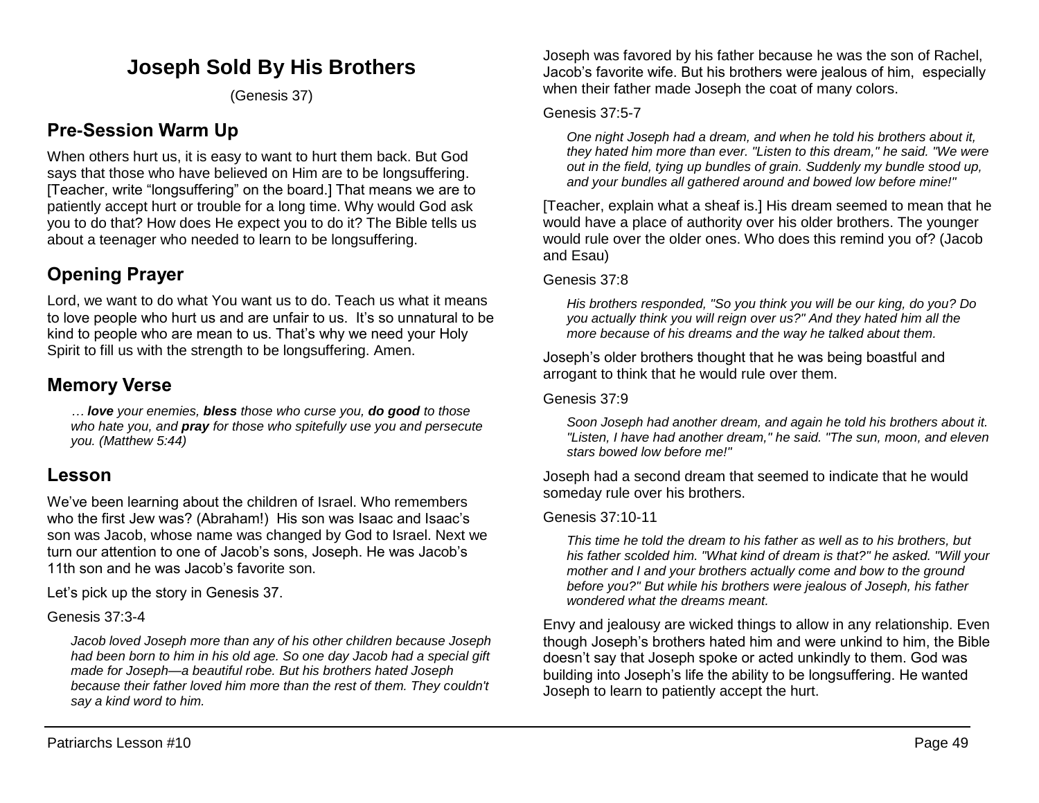# Joseph Sold By His Brothers

(Genesis 37)

## Pre-Session Warm Up

When others hurt us, it is easy to want to hurt them back. But God says that those who have believed on Him are to be longsuffering. [Teacher, write "longsuffering" on the board.] That means we are to patiently accept hurt or trouble for a long time. Why would God ask you to do that? How does He expect you to do it? The Bible tells us about a teenager who needed to learn to be longsuffering.

## Opening Prayer

Lord, we want to do what You want us to do. Teach us what it means to love people who hurt us and are unfair to us. It's so unnatural to be kind to people who are mean to us. That's why we need your Holy Spirit to fill us with the strength to be longsuffering. Amen.

## Memory Verse

> *… **love** your enemies, **bless** those who curse you, **do good** to those who hate you, and **pray** for those who spitefully use you and persecute you. (Matthew 5:44)*

## Lesson

We've been learning about the children of Israel. Who remembers who the first Jew was? (Abraham!) His son was Isaac and Isaac's son was Jacob, whose name was changed by God to Israel. Next we turn our attention to one of Jacob's sons, Joseph. He was Jacob's 11th son and he was Jacob's favorite son.

Let's pick up the story in Genesis 37.

Genesis 37:3-4

> *Jacob loved Joseph more than any of his other children because Joseph had been born to him in his old age. So one day Jacob had a special gift made for Joseph—a beautiful robe. But his brothers hated Joseph because their father loved him more than the rest of them. They couldn't say a kind word to him.*

Joseph was favored by his father because he was the son of Rachel, Jacob's favorite wife. But his brothers were jealous of him, especially when their father made Joseph the coat of many colors.

Genesis 37:5-7

> *One night Joseph had a dream, and when he told his brothers about it, they hated him more than ever. "Listen to this dream," he said. "We were out in the field, tying up bundles of grain. Suddenly my bundle stood up, and your bundles all gathered around and bowed low before mine!"*

[Teacher, explain what a sheaf is.] His dream seemed to mean that he would have a place of authority over his older brothers. The younger would rule over the older ones. Who does this remind you of? (Jacob and Esau)

Genesis 37:8

> *His brothers responded, "So you think you will be our king, do you? Do you actually think you will reign over us?" And they hated him all the more because of his dreams and the way he talked about them.*

Joseph's older brothers thought that he was being boastful and arrogant to think that he would rule over them.

Genesis 37:9

> *Soon Joseph had another dream, and again he told his brothers about it. "Listen, I have had another dream," he said. "The sun, moon, and eleven stars bowed low before me!"*

Joseph had a second dream that seemed to indicate that he would someday rule over his brothers.

Genesis 37:10-11

> *This time he told the dream to his father as well as to his brothers, but his father scolded him. "What kind of dream is that?" he asked. "Will your mother and I and your brothers actually come and bow to the ground before you?" But while his brothers were jealous of Joseph, his father wondered what the dreams meant.*

Envy and jealousy are wicked things to allow in any relationship. Even though Joseph's brothers hated him and were unkind to him, the Bible doesn't say that Joseph spoke or acted unkindly to them. God was building into Joseph's life the ability to be longsuffering. He wanted Joseph to learn to patiently accept the hurt.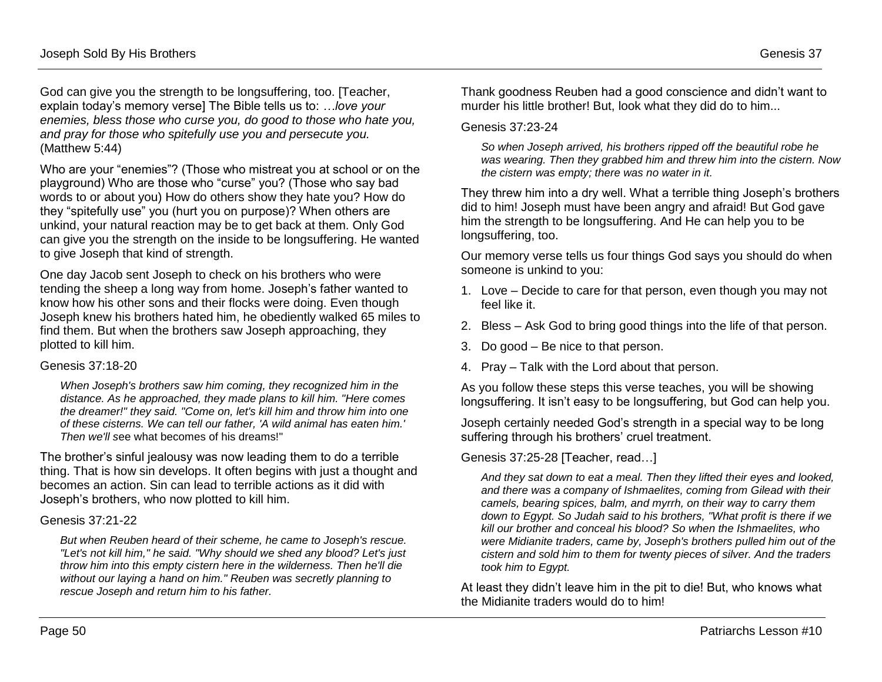God can give you the strength to be longsuffering, too. [Teacher, explain today's memory verse] The Bible tells us to: *…love your enemies, bless those who curse you, do good to those who hate you, and pray for those who spitefully use you and persecute you.* (Matthew 5:44)

Who are your "enemies"? (Those who mistreat you at school or on the playground) Who are those who "curse" you? (Those who say bad words to or about you) How do others show they hate you? How do they "spitefully use" you (hurt you on purpose)? When others are unkind, your natural reaction may be to get back at them. Only God can give you the strength on the inside to be longsuffering. He wanted to give Joseph that kind of strength.

One day Jacob sent Joseph to check on his brothers who were tending the sheep a long way from home. Joseph's father wanted to know how his other sons and their flocks were doing. Even though Joseph knew his brothers hated him, he obediently walked 65 miles to find them. But when the brothers saw Joseph approaching, they plotted to kill him.

Genesis 37:18-20

> *When Joseph's brothers saw him coming, they recognized him in the distance. As he approached, they made plans to kill him. "Here comes the dreamer!" they said. "Come on, let's kill him and throw him into one of these cisterns. We can tell our father, 'A wild animal has eaten him.' Then we'll* see what becomes of his dreams!"

The brother's sinful jealousy was now leading them to do a terrible thing. That is how sin develops. It often begins with just a thought and becomes an action. Sin can lead to terrible actions as it did with Joseph's brothers, who now plotted to kill him.

Genesis 37:21-22

> *But when Reuben heard of their scheme, he came to Joseph's rescue. "Let's not kill him," he said. "Why should we shed any blood? Let's just throw him into this empty cistern here in the wilderness. Then he'll die without our laying a hand on him." Reuben was secretly planning to rescue Joseph and return him to his father.*

Thank goodness Reuben had a good conscience and didn't want to murder his little brother! But, look what they did to him...

Genesis 37:23-24

> *So when Joseph arrived, his brothers ripped off the beautiful robe he was wearing. Then they grabbed him and threw him into the cistern. Now the cistern was empty; there was no water in it.*

They threw him into a dry well. What a terrible thing Joseph's brothers did to him! Joseph must have been angry and afraid! But God gave him the strength to be longsuffering. And He can help you to be longsuffering, too.

Our memory verse tells us four things God says you should do when someone is unkind to you:

1. Love – Decide to care for that person, even though you may not feel like it.
2. Bless – Ask God to bring good things into the life of that person.
3. Do good – Be nice to that person.
4. Pray – Talk with the Lord about that person.

As you follow these steps this verse teaches, you will be showing longsuffering. It isn't easy to be longsuffering, but God can help you.

Joseph certainly needed God's strength in a special way to be long suffering through his brothers' cruel treatment.

Genesis 37:25-28 [Teacher, read…]

> *And they sat down to eat a meal. Then they lifted their eyes and looked, and there was a company of Ishmaelites, coming from Gilead with their camels, bearing spices, balm, and myrrh, on their way to carry them down to Egypt. So Judah said to his brothers, "What profit is there if we kill our brother and conceal his blood? So when the Ishmaelites, who were Midianite traders, came by, Joseph's brothers pulled him out of the cistern and sold him to them for twenty pieces of silver. And the traders took him to Egypt.*

At least they didn't leave him in the pit to die! But, who knows what the Midianite traders would do to him!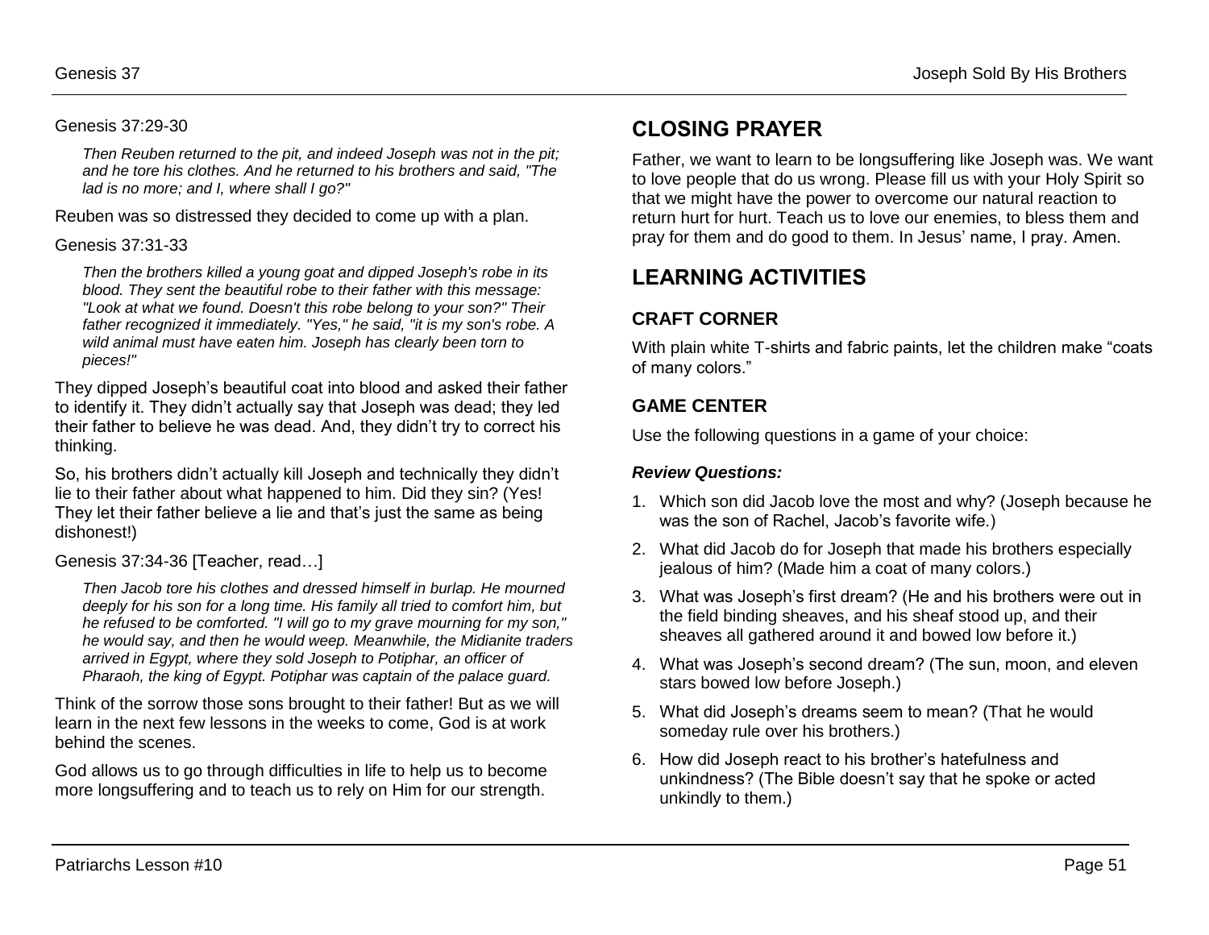Genesis 37:29-30

> *Then Reuben returned to the pit, and indeed Joseph was not in the pit; and he tore his clothes. And he returned to his brothers and said, "The lad is no more; and I, where shall I go?"*

Reuben was so distressed they decided to come up with a plan.

Genesis 37:31-33

> *Then the brothers killed a young goat and dipped Joseph's robe in its blood. They sent the beautiful robe to their father with this message: "Look at what we found. Doesn't this robe belong to your son?" Their father recognized it immediately. "Yes," he said, "it is my son's robe. A wild animal must have eaten him. Joseph has clearly been torn to pieces!"*

They dipped Joseph's beautiful coat into blood and asked their father to identify it. They didn't actually say that Joseph was dead; they led their father to believe he was dead. And, they didn't try to correct his thinking.

So, his brothers didn't actually kill Joseph and technically they didn't lie to their father about what happened to him. Did they sin? (Yes! They let their father believe a lie and that's just the same as being dishonest!)

Genesis 37:34-36 [Teacher, read…]

> *Then Jacob tore his clothes and dressed himself in burlap. He mourned deeply for his son for a long time. His family all tried to comfort him, but he refused to be comforted. "I will go to my grave mourning for my son," he would say, and then he would weep. Meanwhile, the Midianite traders arrived in Egypt, where they sold Joseph to Potiphar, an officer of Pharaoh, the king of Egypt. Potiphar was captain of the palace guard.*

Think of the sorrow those sons brought to their father! But as we will learn in the next few lessons in the weeks to come, God is at work behind the scenes.

God allows us to go through difficulties in life to help us to become more longsuffering and to teach us to rely on Him for our strength.

## CLOSING PRAYER

Father, we want to learn to be longsuffering like Joseph was. We want to love people that do us wrong. Please fill us with your Holy Spirit so that we might have the power to overcome our natural reaction to return hurt for hurt. Teach us to love our enemies, to bless them and pray for them and do good to them. In Jesus' name, I pray. Amen.

## LEARNING ACTIVITIES

### CRAFT CORNER

With plain white T-shirts and fabric paints, let the children make "coats of many colors."

### GAME CENTER

Use the following questions in a game of your choice:

***Review Questions:***

1. Which son did Jacob love the most and why? (Joseph because he was the son of Rachel, Jacob's favorite wife.)
2. What did Jacob do for Joseph that made his brothers especially jealous of him? (Made him a coat of many colors.)
3. What was Joseph's first dream? (He and his brothers were out in the field binding sheaves, and his sheaf stood up, and their sheaves all gathered around it and bowed low before it.)
4. What was Joseph's second dream? (The sun, moon, and eleven stars bowed low before Joseph.)
5. What did Joseph's dreams seem to mean? (That he would someday rule over his brothers.)
6. How did Joseph react to his brother's hatefulness and unkindness? (The Bible doesn't say that he spoke or acted unkindly to them.)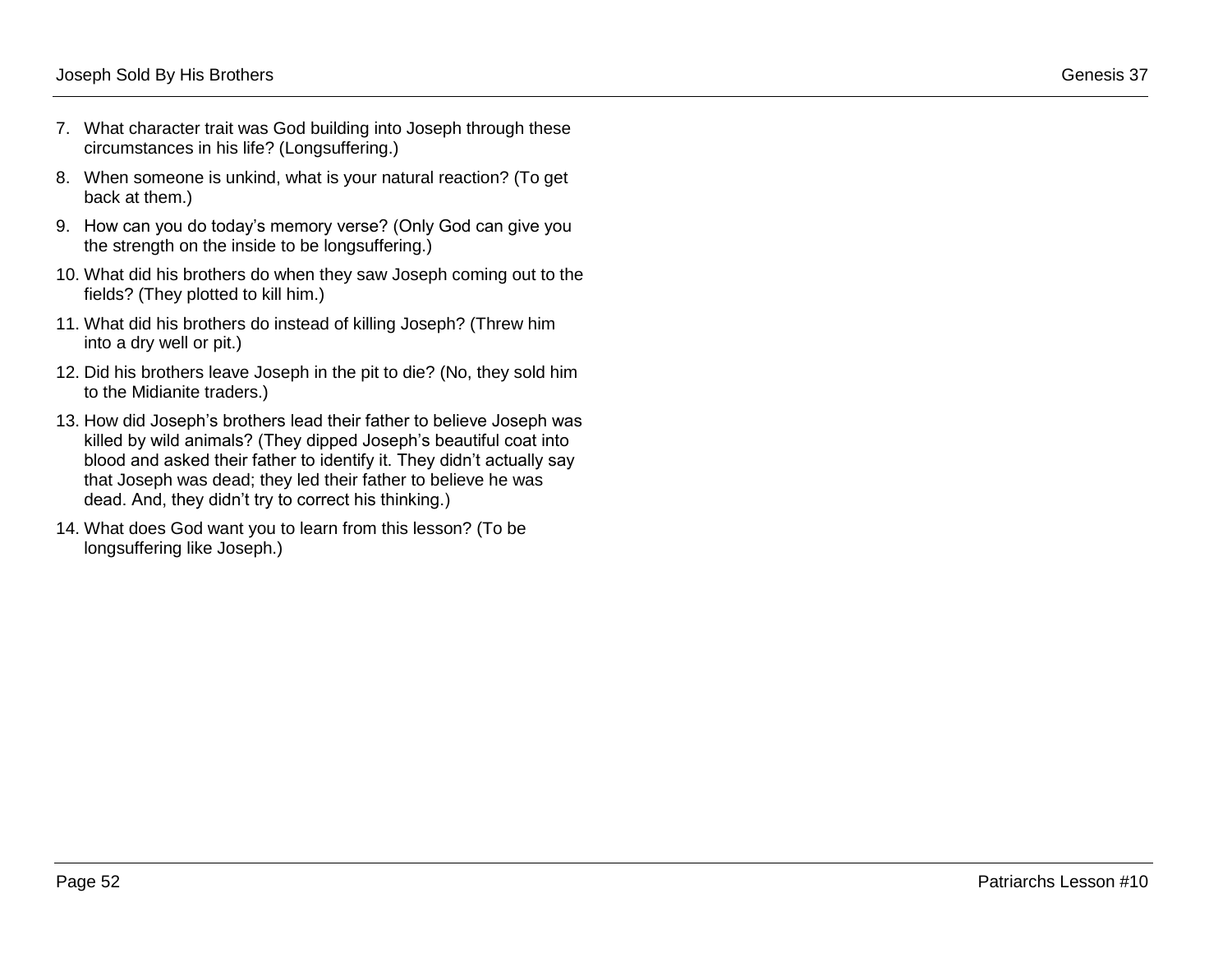7. What character trait was God building into Joseph through these circumstances in his life? (Longsuffering.)
8. When someone is unkind, what is your natural reaction? (To get back at them.)
9. How can you do today's memory verse? (Only God can give you the strength on the inside to be longsuffering.)
10. What did his brothers do when they saw Joseph coming out to the fields? (They plotted to kill him.)
11. What did his brothers do instead of killing Joseph? (Threw him into a dry well or pit.)
12. Did his brothers leave Joseph in the pit to die? (No, they sold him to the Midianite traders.)
13. How did Joseph's brothers lead their father to believe Joseph was killed by wild animals? (They dipped Joseph's beautiful coat into blood and asked their father to identify it. They didn't actually say that Joseph was dead; they led their father to believe he was dead. And, they didn't try to correct his thinking.)
14. What does God want you to learn from this lesson? (To be longsuffering like Joseph.)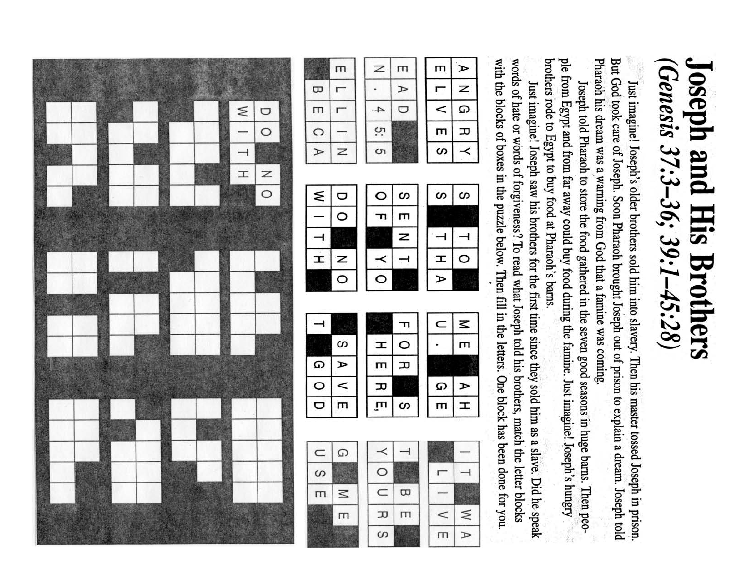# Joseph and His Brothers
## *(Genesis 37:3–36; 39:1–45:28)*

Just imagine! Joseph's older brothers sold him into slavery. Then his master tossed Joseph in prison. But God took care of Joseph. Soon Pharaoh brought Joseph out of prison to explain a dream. Joseph told Pharaoh his dream was a warning from God that a famine was coming.

Joseph told Pharaoh to store the food gathered in the seven good seasons in huge barns. Then people from Egypt and from far away could buy food during the famine. Just imagine! Joseph's hungry brothers rode to Egypt to buy food at Pharaoh's barns.

Just imagine! Joseph saw his brothers for the first time since they sold him as a slave. Did he speak words of hate or words of forgiveness? To read what Joseph told his brothers, match the letter blocks with the blocks of boxes in the puzzle below. Then fill in the letters. One block has been done for you.

| | | | | |
|---|---|---|---|---|
| A | N | G | R | Y |
| E | L | V | E | S |

| | | | | |
|---|---|---|---|---|
| S | ■ | T | O | ■ |
| S | ■ | T | H | A |

| | | | | |
|---|---|---|---|---|
| M | E | ■ | A | H |
| U | . | ■ | G | E |

| | | | | |
|---|---|---|---|---|
| I | T | ■ | W | A |
| ■ | L | I | V | E |

| | | | | |
|---|---|---|---|---|
| E | A | D | ■ | ■ |
| N | . | 4 | 5: | 5 |

| | | | | |
|---|---|---|---|---|
| S | E | N | T | ■ |
| O | F | ■ | Y | O |

| | | | | |
|---|---|---|---|---|
| F | O | R | ■ | S |
| ■ | H | E | R | E, |

| | | | | |
|---|---|---|---|---|
| T | ■ | B | E | ■ |
| Y | O | U | R | S |

| | | | | |
|---|---|---|---|---|
| E | L | L | I | N |
| ■ | B | E | C | A |

| | | | | |
|---|---|---|---|---|
| D | O | ■ | N | O |
| W | I | T | H | ■ |

| | | | | |
|---|---|---|---|---|
| ■ | S | A | V | E |
| T | ■ | G | O | D |

| | | | | |
|---|---|---|---|---|
| G | ■ | M | E | ■ |
| U | S | E | ■ | ■ |

Puzzle (first block filled in):

| | | | | |
|---|---|---|---|---|
| D | O | ■ | N | O |
| W | I | T | H | ■ |